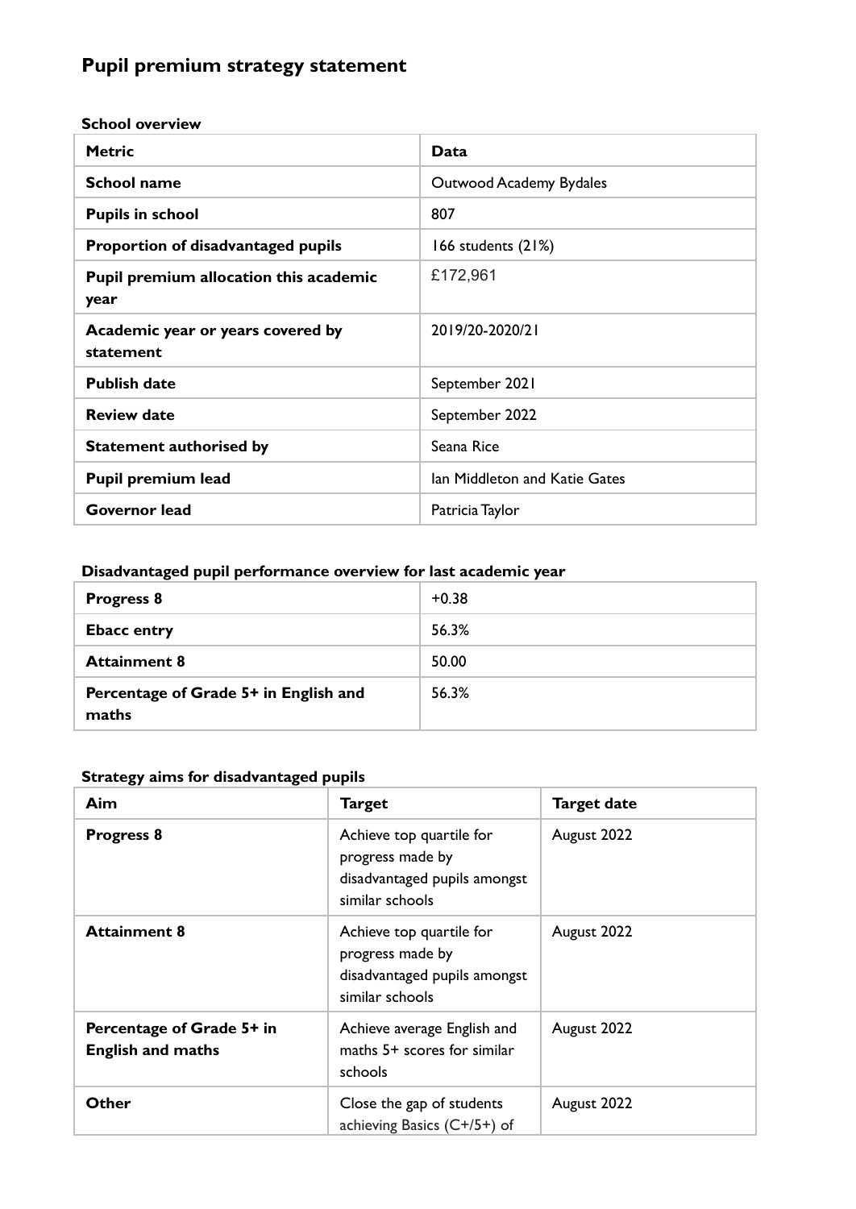# Pupil premium strategy statement

**School overview**

| Metric | Data |
| --- | --- |
| **School name** | Outwood Academy Bydales |
| **Pupils in school** | 807 |
| **Proportion of disadvantaged pupils** | 166 students (21%) |
| **Pupil premium allocation this academic year** | £172,961 |
| **Academic year or years covered by statement** | 2019/20-2020/21 |
| **Publish date** | September 2021 |
| **Review date** | September 2022 |
| **Statement authorised by** | Seana Rice |
| **Pupil premium lead** | Ian Middleton and Katie Gates |
| **Governor lead** | Patricia Taylor |

**Disadvantaged pupil performance overview for last academic year**

| | |
| --- | --- |
| **Progress 8** | +0.38 |
| **Ebacc entry** | 56.3% |
| **Attainment 8** | 50.00 |
| **Percentage of Grade 5+ in English and maths** | 56.3% |

**Strategy aims for disadvantaged pupils**

| Aim | Target | Target date |
| --- | --- | --- |
| **Progress 8** | Achieve top quartile for progress made by disadvantaged pupils amongst similar schools | August 2022 |
| **Attainment 8** | Achieve top quartile for progress made by disadvantaged pupils amongst similar schools | August 2022 |
| **Percentage of Grade 5+ in English and maths** | Achieve average English and maths 5+ scores for similar schools | August 2022 |
| **Other** | Close the gap of students achieving Basics (C+/5+) of | August 2022 |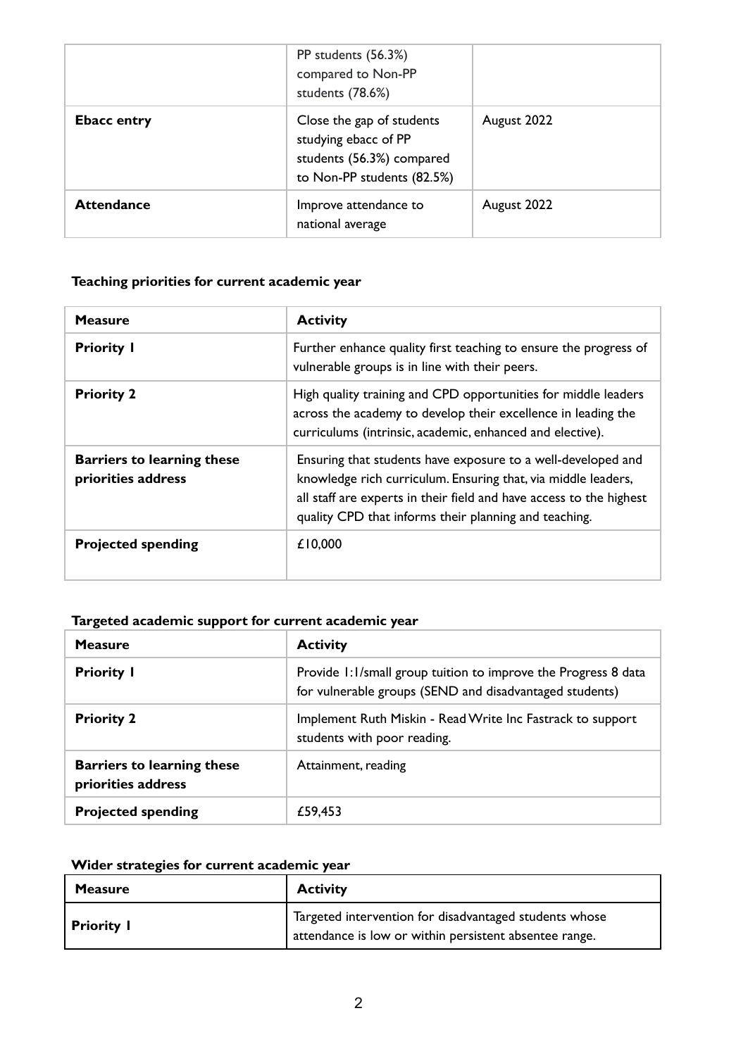| | | |
|---|---|---|
| | PP students (56.3%) compared to Non-PP students (78.6%) | |
| **Ebacc entry** | Close the gap of students studying ebacc of PP students (56.3%) compared to Non-PP students (82.5%) | August 2022 |
| **Attendance** | Improve attendance to national average | August 2022 |

**Teaching priorities for current academic year**

| **Measure** | **Activity** |
|---|---|
| **Priority 1** | Further enhance quality first teaching to ensure the progress of vulnerable groups is in line with their peers. |
| **Priority 2** | High quality training and CPD opportunities for middle leaders across the academy to develop their excellence in leading the curriculums (intrinsic, academic, enhanced and elective). |
| **Barriers to learning these priorities address** | Ensuring that students have exposure to a well-developed and knowledge rich curriculum. Ensuring that, via middle leaders, all staff are experts in their field and have access to the highest quality CPD that informs their planning and teaching. |
| **Projected spending** | £10,000 |

**Targeted academic support for current academic year**

| **Measure** | **Activity** |
|---|---|
| **Priority 1** | Provide 1:1/small group tuition to improve the Progress 8 data for vulnerable groups (SEND and disadvantaged students) |
| **Priority 2** | Implement Ruth Miskin - Read Write Inc Fastrack to support students with poor reading. |
| **Barriers to learning these priorities address** | Attainment, reading |
| **Projected spending** | £59,453 |

**Wider strategies for current academic year**

| **Measure** | **Activity** |
|---|---|
| **Priority 1** | Targeted intervention for disadvantaged students whose attendance is low or within persistent absentee range. |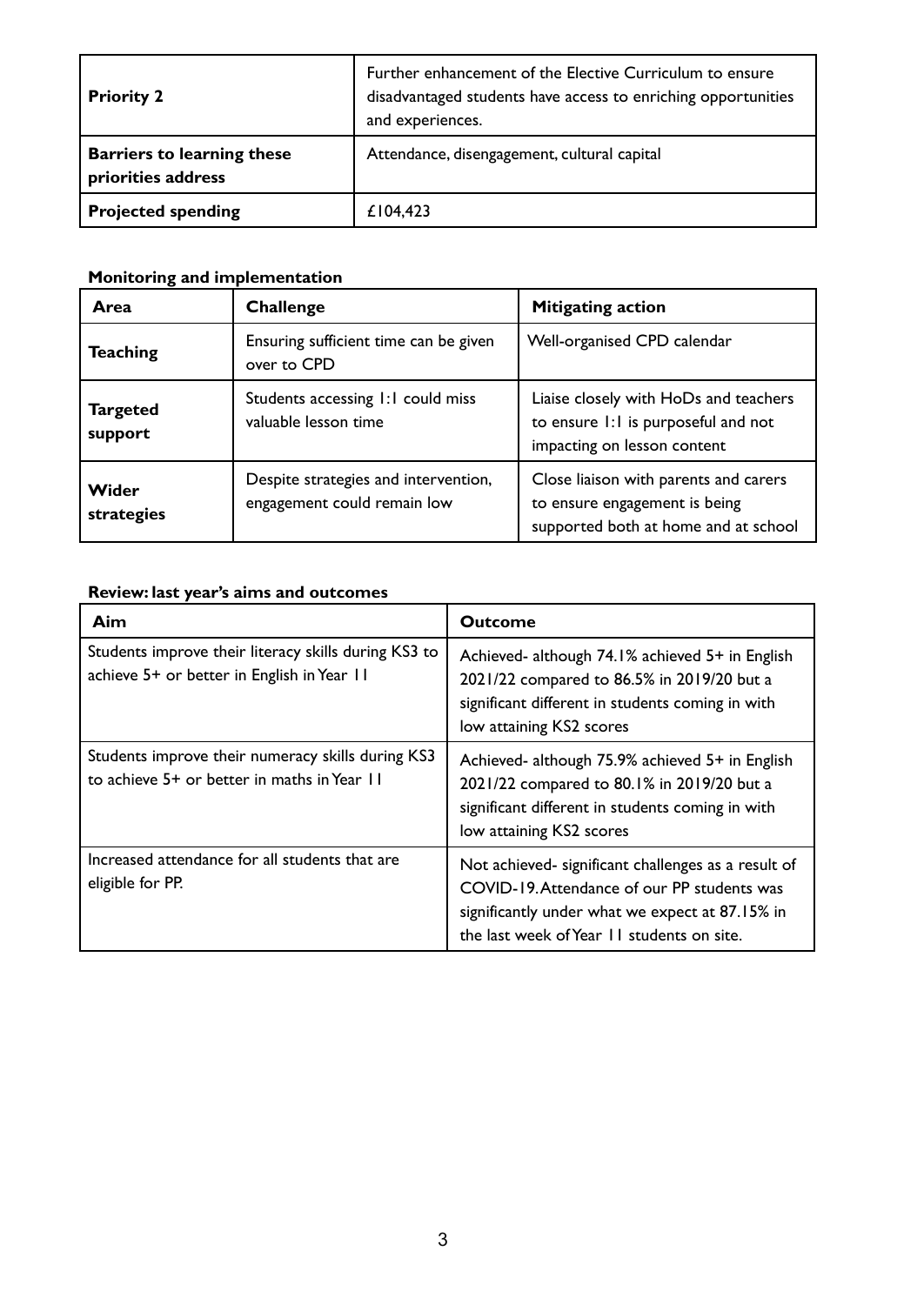| | |
|---|---|
| **Priority 2** | Further enhancement of the Elective Curriculum to ensure disadvantaged students have access to enriching opportunities and experiences. |
| **Barriers to learning these priorities address** | Attendance, disengagement, cultural capital |
| **Projected spending** | £104,423 |

### Monitoring and implementation

| Area | Challenge | Mitigating action |
|---|---|---|
| **Teaching** | Ensuring sufficient time can be given over to CPD | Well-organised CPD calendar |
| **Targeted support** | Students accessing 1:1 could miss valuable lesson time | Liaise closely with HoDs and teachers to ensure 1:1 is purposeful and not impacting on lesson content |
| **Wider strategies** | Despite strategies and intervention, engagement could remain low | Close liaison with parents and carers to ensure engagement is being supported both at home and at school |

### Review: last year's aims and outcomes

| Aim | Outcome |
|---|---|
| Students improve their literacy skills during KS3 to achieve 5+ or better in English in Year 11 | Achieved- although 74.1% achieved 5+ in English 2021/22 compared to 86.5% in 2019/20 but a significant different in students coming in with low attaining KS2 scores |
| Students improve their numeracy skills during KS3 to achieve 5+ or better in maths in Year 11 | Achieved- although 75.9% achieved 5+ in English 2021/22 compared to 80.1% in 2019/20 but a significant different in students coming in with low attaining KS2 scores |
| Increased attendance for all students that are eligible for PP. | Not achieved- significant challenges as a result of COVID-19. Attendance of our PP students was significantly under what we expect at 87.15% in the last week of Year 11 students on site. |